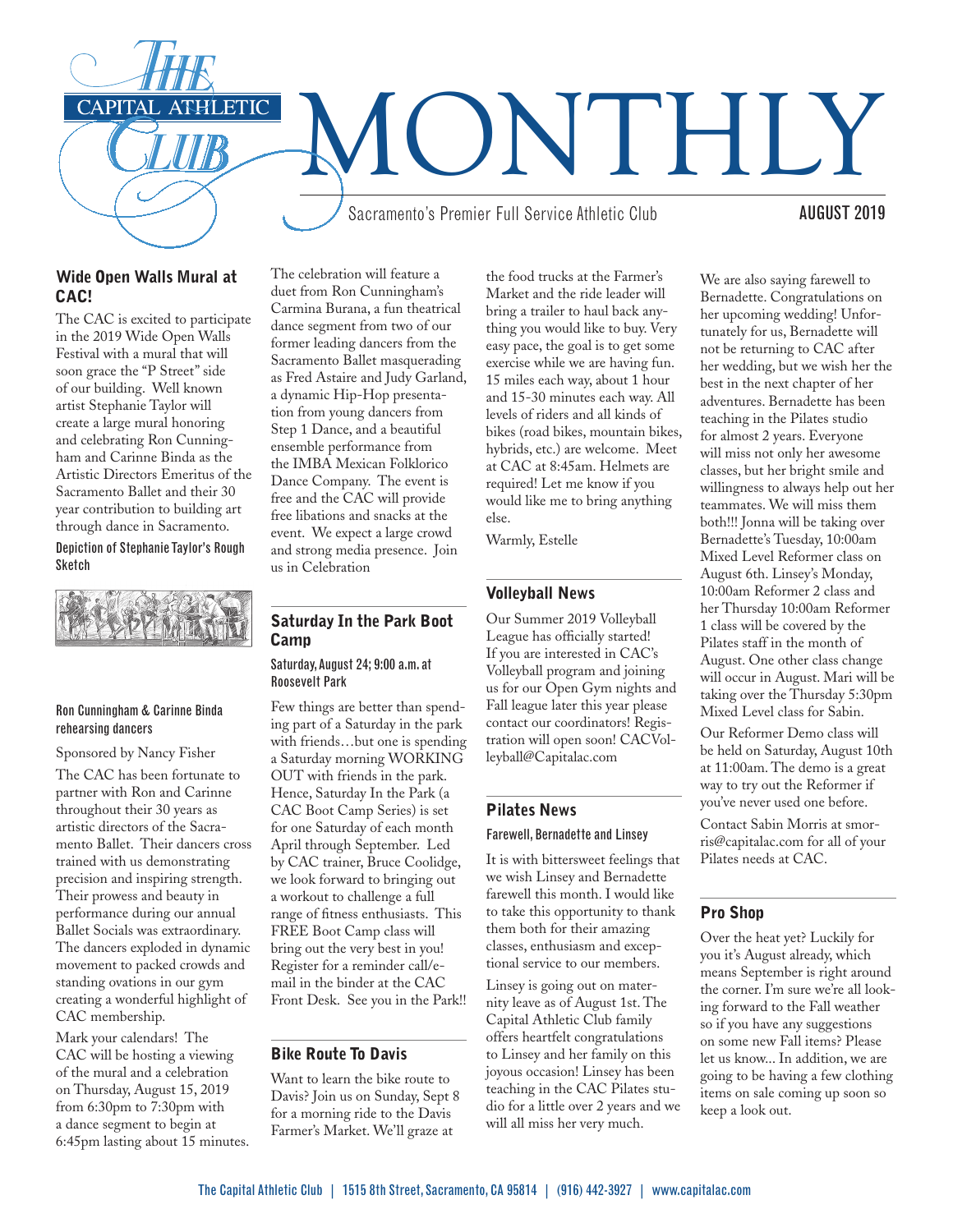# The Capital Athletic Club MONTHLY

Sacramento's Premier Full Service Athletic Club

AUGUST 2019

## Wide Open Walls Mural at CAC!

The CAC is excited to participate in the 2019 Wide Open Walls Festival with a mural that will soon grace the "P Street" side of our building. Well known artist Stephanie Taylor will create a large mural honoring and celebrating Ron Cunningham and Carinne Binda as the Artistic Directors Emeritus of the Sacramento Ballet and their 30 year contribution to building art through dance in Sacramento.

Depiction of Stephanie Taylor's Rough Sketch

Ron Cunningham & Carinne Binda rehearsing dancers

Sponsored by Nancy Fisher

The CAC has been fortunate to partner with Ron and Carinne throughout their 30 years as artistic directors of the Sacramento Ballet. Their dancers cross trained with us demonstrating precision and inspiring strength. Their prowess and beauty in performance during our annual Ballet Socials was extraordinary. The dancers exploded in dynamic movement to packed crowds and standing ovations in our gym creating a wonderful highlight of CAC membership.

Mark your calendars! The CAC will be hosting a viewing of the mural and a celebration on Thursday, August 15, 2019 from 6:30pm to 7:30pm with a dance segment to begin at 6:45pm lasting about 15 minutes. The celebration will feature a duet from Ron Cunningham's Carmina Burana, a fun theatrical dance segment from two of our former leading dancers from the Sacramento Ballet masquerading as Fred Astaire and Judy Garland, a dynamic Hip-Hop presentation from young dancers from Step 1 Dance, and a beautiful ensemble performance from the IMBA Mexican Folklorico Dance Company. The event is free and the CAC will provide free libations and snacks at the event. We expect a large crowd and strong media presence. Join us in Celebration

## Saturday In the Park Boot Camp

Saturday, August 24; 9:00 a.m. at Roosevelt Park

Few things are better than spending part of a Saturday in the park with friends…but one is spending a Saturday morning WORKING OUT with friends in the park. Hence, Saturday In the Park (a CAC Boot Camp Series) is set for one Saturday of each month April through September. Led by CAC trainer, Bruce Coolidge, we look forward to bringing out a workout to challenge a full range of fitness enthusiasts. This FREE Boot Camp class will bring out the very best in you! Register for a reminder call/e-mail in the binder at the CAC Front Desk. See you in the Park!!

## Bike Route To Davis

Want to learn the bike route to Davis? Join us on Sunday, Sept 8 for a morning ride to the Davis Farmer's Market. We'll graze at the food trucks at the Farmer's Market and the ride leader will bring a trailer to haul back anything you would like to buy. Very easy pace, the goal is to get some exercise while we are having fun. 15 miles each way, about 1 hour and 15-30 minutes each way. All levels of riders and all kinds of bikes (road bikes, mountain bikes, hybrids, etc.) are welcome. Meet at CAC at 8:45am. Helmets are required! Let me know if you would like me to bring anything else.

Warmly, Estelle

## Volleyball News

Our Summer 2019 Volleyball League has officially started! If you are interested in CAC's Volleyball program and joining us for our Open Gym nights and Fall league later this year please contact our coordinators! Registration will open soon! CACVolleyball@Capitalac.com

## Pilates News

### Farewell, Bernadette and Linsey

It is with bittersweet feelings that we wish Linsey and Bernadette farewell this month. I would like to take this opportunity to thank them both for their amazing classes, enthusiasm and exceptional service to our members.

Linsey is going out on maternity leave as of August 1st. The Capital Athletic Club family offers heartfelt congratulations to Linsey and her family on this joyous occasion! Linsey has been teaching in the CAC Pilates studio for a little over 2 years and we will all miss her very much.

We are also saying farewell to Bernadette. Congratulations on her upcoming wedding! Unfortunately for us, Bernadette will not be returning to CAC after her wedding, but we wish her the best in the next chapter of her adventures. Bernadette has been teaching in the Pilates studio for almost 2 years. Everyone will miss not only her awesome classes, but her bright smile and willingness to always help out her teammates. We will miss them both!!! Jonna will be taking over Bernadette's Tuesday, 10:00am Mixed Level Reformer class on August 6th. Linsey's Monday, 10:00am Reformer 2 class and her Thursday 10:00am Reformer 1 class will be covered by the Pilates staff in the month of August. One other class change will occur in August. Mari will be taking over the Thursday 5:30pm Mixed Level class for Sabin.

Our Reformer Demo class will be held on Saturday, August 10th at 11:00am. The demo is a great way to try out the Reformer if you've never used one before.

Contact Sabin Morris at smorris@capitalac.com for all of your Pilates needs at CAC.

## Pro Shop

Over the heat yet? Luckily for you it's August already, which means September is right around the corner. I'm sure we're all looking forward to the Fall weather so if you have any suggestions on some new Fall items? Please let us know... In addition, we are going to be having a few clothing items on sale coming up soon so keep a look out.

The Capital Athletic Club | 1515 8th Street, Sacramento, CA 95814 | (916) 442-3927 | www.capitalac.com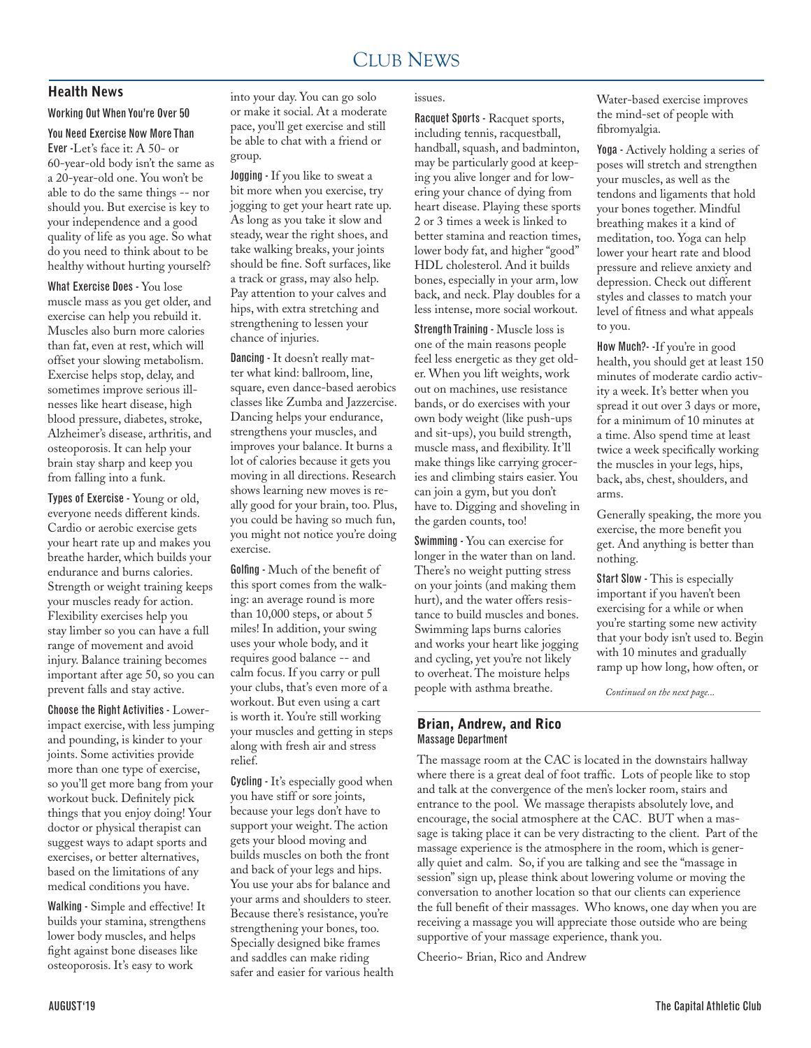# Club News

## Health News

### Working Out When You're Over 50

**You Need Exercise Now More Than Ever** - Let's face it: A 50- or 60-year-old body isn't the same as a 20-year-old one. You won't be able to do the same things -- nor should you. But exercise is key to your independence and a good quality of life as you age. So what do you need to think about to be healthy without hurting yourself?

**What Exercise Does** - You lose muscle mass as you get older, and exercise can help you rebuild it. Muscles also burn more calories than fat, even at rest, which will offset your slowing metabolism. Exercise helps stop, delay, and sometimes improve serious illnesses like heart disease, high blood pressure, diabetes, stroke, Alzheimer's disease, arthritis, and osteoporosis. It can help your brain stay sharp and keep you from falling into a funk.

**Types of Exercise** - Young or old, everyone needs different kinds. Cardio or aerobic exercise gets your heart rate up and makes you breathe harder, which builds your endurance and burns calories. Strength or weight training keeps your muscles ready for action. Flexibility exercises help you stay limber so you can have a full range of movement and avoid injury. Balance training becomes important after age 50, so you can prevent falls and stay active.

**Choose the Right Activities** - Lower-impact exercise, with less jumping and pounding, is kinder to your joints. Some activities provide more than one type of exercise, so you'll get more bang from your workout buck. Definitely pick things that you enjoy doing! Your doctor or physical therapist can suggest ways to adapt sports and exercises, or better alternatives, based on the limitations of any medical conditions you have.

**Walking** - Simple and effective! It builds your stamina, strengthens lower body muscles, and helps fight against bone diseases like osteoporosis. It's easy to work into your day. You can go solo or make it social. At a moderate pace, you'll get exercise and still be able to chat with a friend or group.

**Jogging** - If you like to sweat a bit more when you exercise, try jogging to get your heart rate up. As long as you take it slow and steady, wear the right shoes, and take walking breaks, your joints should be fine. Soft surfaces, like a track or grass, may also help. Pay attention to your calves and hips, with extra stretching and strengthening to lessen your chance of injuries.

**Dancing** - It doesn't really matter what kind: ballroom, line, square, even dance-based aerobics classes like Zumba and Jazzercise. Dancing helps your endurance, strengthens your muscles, and improves your balance. It burns a lot of calories because it gets you moving in all directions. Research shows learning new moves is really good for your brain, too. Plus, you could be having so much fun, you might not notice you're doing exercise.

**Golfing** - Much of the benefit of this sport comes from the walking: an average round is more than 10,000 steps, or about 5 miles! In addition, your swing uses your whole body, and it requires good balance -- and calm focus. If you carry or pull your clubs, that's even more of a workout. But even using a cart is worth it. You're still working your muscles and getting in steps along with fresh air and stress relief.

**Cycling** - It's especially good when you have stiff or sore joints, because your legs don't have to support your weight. The action gets your blood moving and builds muscles on both the front and back of your legs and hips. You use your abs for balance and your arms and shoulders to steer. Because there's resistance, you're strengthening your bones, too. Specially designed bike frames and saddles can make riding safer and easier for various health issues.

**Racquet Sports** - Racquet sports, including tennis, racquestball, handball, squash, and badminton, may be particularly good at keeping you alive longer and for lowering your chance of dying from heart disease. Playing these sports 2 or 3 times a week is linked to better stamina and reaction times, lower body fat, and higher "good" HDL cholesterol. And it builds bones, especially in your arm, low back, and neck. Play doubles for a less intense, more social workout.

**Strength Training** - Muscle loss is one of the main reasons people feel less energetic as they get older. When you lift weights, work out on machines, use resistance bands, or do exercises with your own body weight (like push-ups and sit-ups), you build strength, muscle mass, and flexibility. It'll make things like carrying groceries and climbing stairs easier. You can join a gym, but you don't have to. Digging and shoveling in the garden counts, too!

**Swimming** - You can exercise for longer in the water than on land. There's no weight putting stress on your joints (and making them hurt), and the water offers resistance to build muscles and bones. Swimming laps burns calories and works your heart like jogging and cycling, yet you're not likely to overheat. The moisture helps people with asthma breathe. Water-based exercise improves the mind-set of people with fibromyalgia.

**Yoga** - Actively holding a series of poses will stretch and strengthen your muscles, as well as the tendons and ligaments that hold your bones together. Mindful breathing makes it a kind of meditation, too. Yoga can help lower your heart rate and blood pressure and relieve anxiety and depression. Check out different styles and classes to match your level of fitness and what appeals to you.

**How Much?** - If you're in good health, you should get at least 150 minutes of moderate cardio activity a week. It's better when you spread it out over 3 days or more, for a minimum of 10 minutes at a time. Also spend time at least twice a week specifically working the muscles in your legs, hips, back, abs, chest, shoulders, and arms.

Generally speaking, the more you exercise, the more benefit you get. And anything is better than nothing.

**Start Slow** - This is especially important if you haven't been exercising for a while or when you're starting some new activity that your body isn't used to. Begin with 10 minutes and gradually ramp up how long, how often, or

*Continued on the next page...*

## Brian, Andrew, and Rico

### Massage Department

The massage room at the CAC is located in the downstairs hallway where there is a great deal of foot traffic. Lots of people like to stop and talk at the convergence of the men's locker room, stairs and entrance to the pool. We massage therapists absolutely love, and encourage, the social atmosphere at the CAC. BUT when a massage is taking place it can be very distracting to the client. Part of the massage experience is the atmosphere in the room, which is generally quiet and calm. So, if you are talking and see the "massage in session" sign up, please think about lowering volume or moving the conversation to another location so that our clients can experience the full benefit of their massages. Who knows, one day when you are receiving a massage you will appreciate those outside who are being supportive of your massage experience, thank you.

Cheerio~ Brian, Rico and Andrew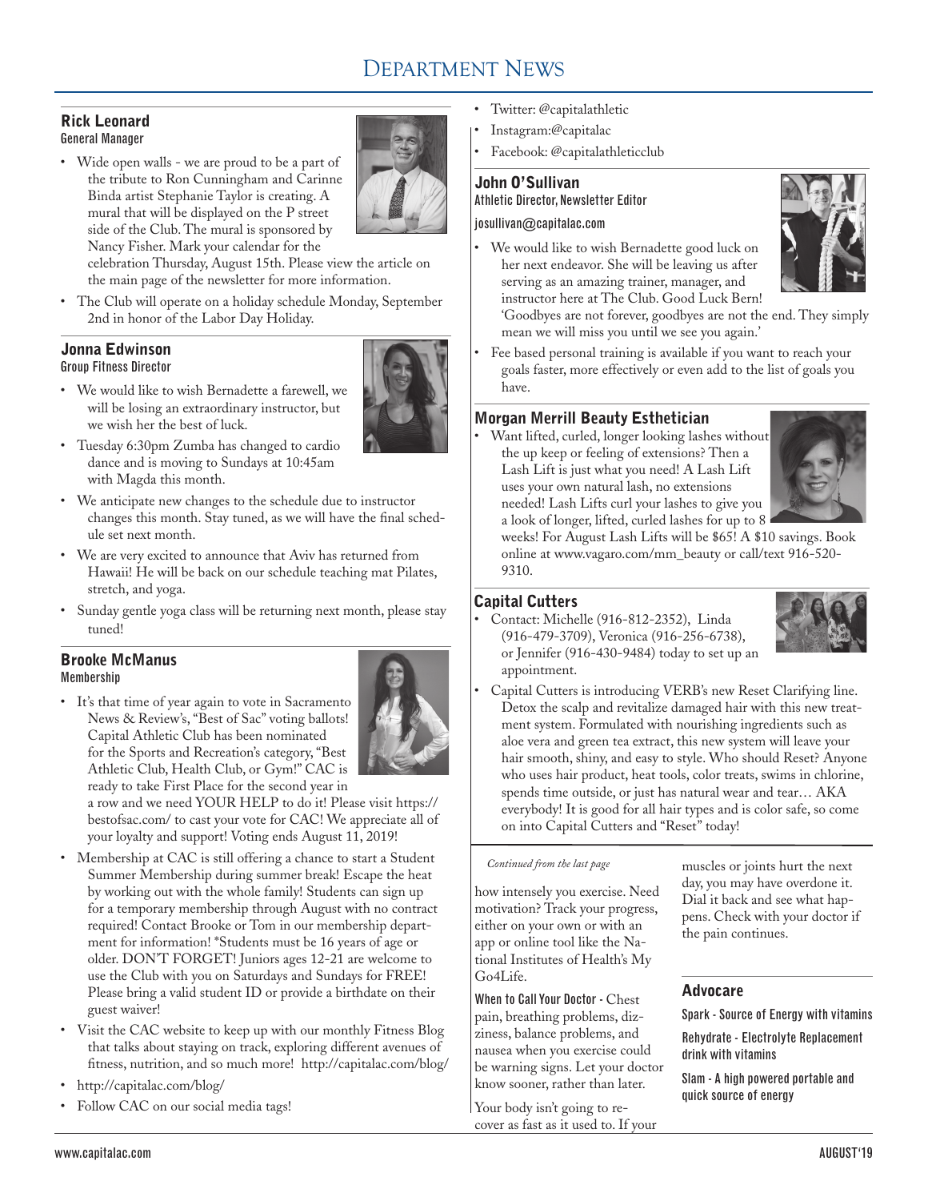# Department News

## Rick Leonard
**General Manager**

- Wide open walls - we are proud to be a part of the tribute to Ron Cunningham and Carinne Binda artist Stephanie Taylor is creating. A mural that will be displayed on the P street side of the Club. The mural is sponsored by Nancy Fisher. Mark your calendar for the celebration Thursday, August 15th. Please view the article on the main page of the newsletter for more information.
- The Club will operate on a holiday schedule Monday, September 2nd in honor of the Labor Day Holiday.

## Jonna Edwinson
**Group Fitness Director**

- We would like to wish Bernadette a farewell, we will be losing an extraordinary instructor, but we wish her the best of luck.
- Tuesday 6:30pm Zumba has changed to cardio dance and is moving to Sundays at 10:45am with Magda this month.
- We anticipate new changes to the schedule due to instructor changes this month. Stay tuned, as we will have the final schedule set next month.
- We are very excited to announce that Aviv has returned from Hawaii! He will be back on our schedule teaching mat Pilates, stretch, and yoga.
- Sunday gentle yoga class will be returning next month, please stay tuned!

## Brooke McManus
**Membership**

- It's that time of year again to vote in Sacramento News & Review's, "Best of Sac" voting ballots! Capital Athletic Club has been nominated for the Sports and Recreation's category, "Best Athletic Club, Health Club, or Gym!" CAC is ready to take First Place for the second year in a row and we need YOUR HELP to do it! Please visit https://bestofsac.com/ to cast your vote for CAC! We appreciate all of your loyalty and support! Voting ends August 11, 2019!
- Membership at CAC is still offering a chance to start a Student Summer Membership during summer break! Escape the heat by working out with the whole family! Students can sign up for a temporary membership through August with no contract required! Contact Brooke or Tom in our membership department for information! *Students must be 16 years of age or older. DON'T FORGET! Juniors ages 12-21 are welcome to use the Club with you on Saturdays and Sundays for FREE! Please bring a valid student ID or provide a birthdate on their guest waiver!
- Visit the CAC website to keep up with our monthly Fitness Blog that talks about staying on track, exploring different avenues of fitness, nutrition, and so much more! http://capitalac.com/blog/
- http://capitalac.com/blog/
- Follow CAC on our social media tags!
- Twitter: @capitalathletic
- Instagram:@capitalac
- Facebook: @capitalathleticclub

## John O'Sullivan
**Athletic Director, Newsletter Editor**

josullivan@capitalac.com

- We would like to wish Bernadette good luck on her next endeavor. She will be leaving us after serving as an amazing trainer, manager, and instructor here at The Club. Good Luck Bern! 'Goodbyes are not forever, goodbyes are not the end. They simply mean we will miss you until we see you again.'
- Fee based personal training is available if you want to reach your goals faster, more effectively or even add to the list of goals you have.

## Morgan Merrill Beauty Esthetician

- Want lifted, curled, longer looking lashes without the up keep or feeling of extensions? Then a Lash Lift is just what you need! A Lash Lift uses your own natural lash, no extensions needed! Lash Lifts curl your lashes to give you a look of longer, lifted, curled lashes for up to 8 weeks! For August Lash Lifts will be $65! A $10 savings. Book online at www.vagaro.com/mm_beauty or call/text 916-520-9310.

## Capital Cutters

- Contact: Michelle (916-812-2352), Linda (916-479-3709), Veronica (916-256-6738), or Jennifer (916-430-9484) today to set up an appointment.
- Capital Cutters is introducing VERB's new Reset Clarifying line. Detox the scalp and revitalize damaged hair with this new treatment system. Formulated with nourishing ingredients such as aloe vera and green tea extract, this new system will leave your hair smooth, shiny, and easy to style. Who should Reset? Anyone who uses hair product, heat tools, color treats, swims in chlorine, spends time outside, or just has natural wear and tear… AKA everybody! It is good for all hair types and is color safe, so come on into Capital Cutters and "Reset" today!

*Continued from the last page*

how intensely you exercise. Need motivation? Track your progress, either on your own or with an app or online tool like the National Institutes of Health's My Go4Life.

**When to Call Your Doctor** - Chest pain, breathing problems, dizziness, balance problems, and nausea when you exercise could be warning signs. Let your doctor know sooner, rather than later.

Your body isn't going to recover as fast as it used to. If your muscles or joints hurt the next day, you may have overdone it. Dial it back and see what happens. Check with your doctor if the pain continues.

## Advocare

**Spark - Source of Energy with vitamins**

**Rehydrate - Electrolyte Replacement drink with vitamins**

**Slam - A high powered portable and quick source of energy**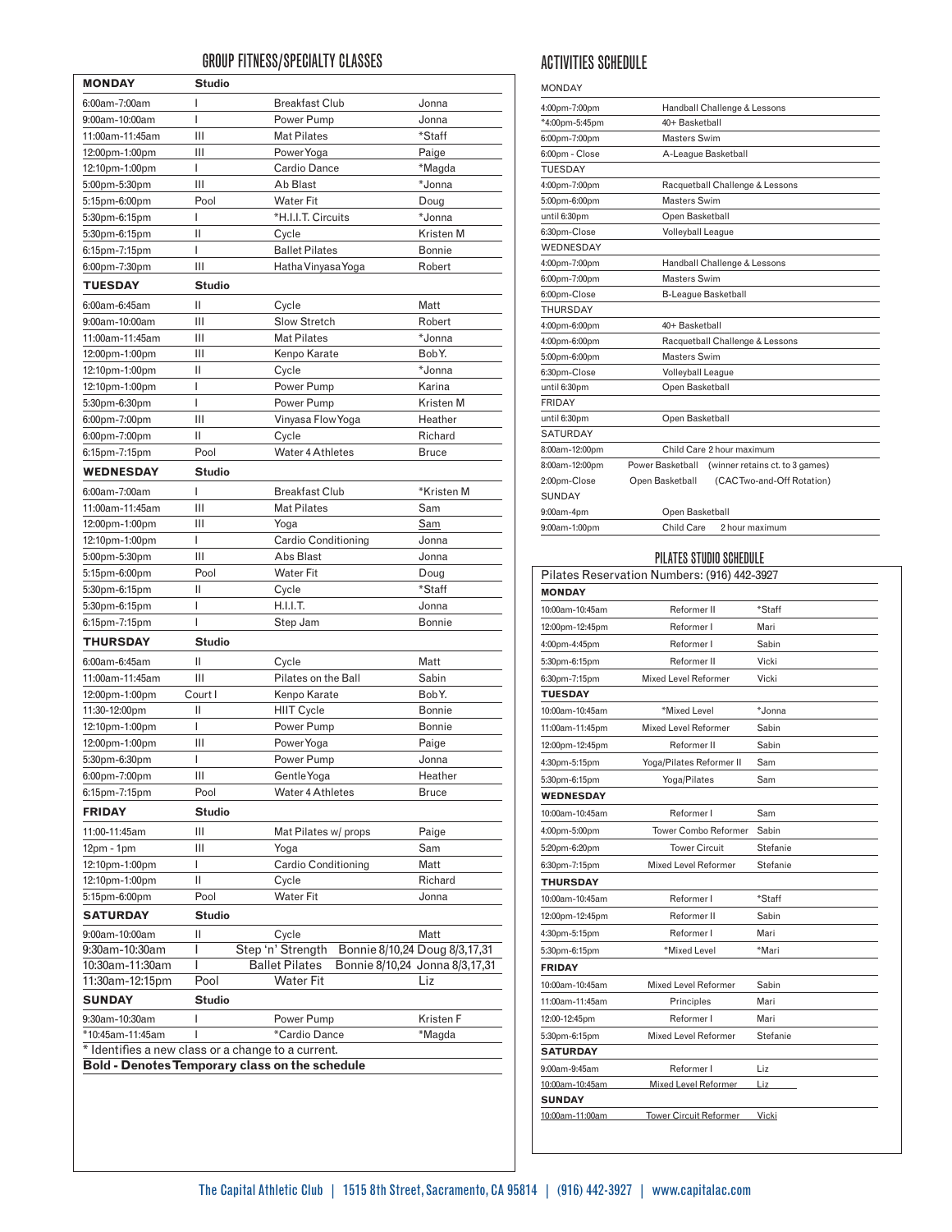## GROUP FITNESS/SPECIALTY CLASSES

| MONDAY | Studio | | |
|---|---|---|---|
| 6:00am-7:00am | I | Breakfast Club | Jonna |
| 9:00am-10:00am | I | Power Pump | Jonna |
| 11:00am-11:45am | III | Mat Pilates | *Staff |
| 12:00pm-1:00pm | III | Power Yoga | Paige |
| 12:10pm-1:00pm | I | Cardio Dance | *Magda |
| 5:00pm-5:30pm | III | Ab Blast | *Jonna |
| 5:15pm-6:00pm | Pool | Water Fit | Doug |
| 5:30pm-6:15pm | I | *H.I.I.T. Circuits | *Jonna |
| 5:30pm-6:15pm | II | Cycle | Kristen M |
| 6:15pm-7:15pm | I | Ballet Pilates | Bonnie |
| 6:00pm-7:30pm | III | Hatha Vinyasa Yoga | Robert |
| **TUESDAY** | **Studio** | | |
| 6:00am-6:45am | II | Cycle | Matt |
| 9:00am-10:00am | III | Slow Stretch | Robert |
| 11:00am-11:45am | III | Mat Pilates | *Jonna |
| 12:00pm-1:00pm | III | Kenpo Karate | Bob Y. |
| 12:10pm-1:00pm | II | Cycle | *Jonna |
| 12:10pm-1:00pm | I | Power Pump | Karina |
| 5:30pm-6:30pm | I | Power Pump | Kristen M |
| 6:00pm-7:00pm | III | Vinyasa Flow Yoga | Heather |
| 6:00pm-7:00pm | II | Cycle | Richard |
| 6:15pm-7:15pm | Pool | Water 4 Athletes | Bruce |
| **WEDNESDAY** | **Studio** | | |
| 6:00am-7:00am | I | Breakfast Club | *Kristen M |
| 11:00am-11:45am | III | Mat Pilates | Sam |
| 12:00pm-1:00pm | III | Yoga | Sam |
| 12:10pm-1:00pm | I | Cardio Conditioning | Jonna |
| 5:00pm-5:30pm | III | Abs Blast | Jonna |
| 5:15pm-6:00pm | Pool | Water Fit | Doug |
| 5:30pm-6:15pm | II | Cycle | *Staff |
| 5:30pm-6:15pm | I | H.I.I.T. | Jonna |
| 6:15pm-7:15pm | I | Step Jam | Bonnie |
| **THURSDAY** | **Studio** | | |
| 6:00am-6:45am | II | Cycle | Matt |
| 11:00am-11:45am | III | Pilates on the Ball | Sabin |
| 12:00pm-1:00pm | Court I | Kenpo Karate | Bob Y. |
| 11:30-12:00pm | II | HIIT Cycle | Bonnie |
| 12:10pm-1:00pm | I | Power Pump | Bonnie |
| 12:00pm-1:00pm | III | Power Yoga | Paige |
| 5:30pm-6:30pm | I | Power Pump | Jonna |
| 6:00pm-7:00pm | III | Gentle Yoga | Heather |
| 6:15pm-7:15pm | Pool | Water 4 Athletes | Bruce |
| **FRIDAY** | **Studio** | | |
| 11:00-11:45am | III | Mat Pilates w/ props | Paige |
| 12pm - 1pm | III | Yoga | Sam |
| 12:10pm-1:00pm | I | Cardio Conditioning | Matt |
| 12:10pm-1:00pm | II | Cycle | Richard |
| 5:15pm-6:00pm | Pool | Water Fit | Jonna |
| **SATURDAY** | **Studio** | | |
| 9:00am-10:00am | II | Cycle | Matt |
| 9:30am-10:30am | I | Step 'n' Strength | Bonnie 8/10,24 Doug 8/3,17,31 |
| 10:30am-11:30am | I | Ballet Pilates | Bonnie 8/10,24 Jonna 8/3,17,31 |
| 11:30am-12:15pm | Pool | Water Fit | Liz |
| **SUNDAY** | **Studio** | | |
| 9:30am-10:30am | I | Power Pump | Kristen F |
| *10:45am-11:45am | I | *Cardio Dance | *Magda |

* Identifies a new class or a change to a current.

**Bold - Denotes Temporary class on the schedule**

## ACTIVITIES SCHEDULE

| | |
|---|---|
| MONDAY | |
| 4:00pm-7:00pm | Handball Challenge & Lessons |
| *4:00pm-5:45pm | 40+ Basketball |
| 6:00pm-7:00pm | Masters Swim |
| 6:00pm - Close | A-League Basketball |
| TUESDAY | |
| 4:00pm-7:00pm | Racquetball Challenge & Lessons |
| 5:00pm-6:00pm | Masters Swim |
| until 6:30pm | Open Basketball |
| 6:30pm-Close | Volleyball League |
| WEDNESDAY | |
| 4:00pm-7:00pm | Handball Challenge & Lessons |
| 6:00pm-7:00pm | Masters Swim |
| 6:00pm-Close | B-League Basketball |
| THURSDAY | |
| 4:00pm-6:00pm | 40+ Basketball |
| 4:00pm-6:00pm | Racquetball Challenge & Lessons |
| 5:00pm-6:00pm | Masters Swim |
| 6:30pm-Close | Volleyball League |
| until 6:30pm | Open Basketball |
| FRIDAY | |
| until 6:30pm | Open Basketball |
| SATURDAY | |
| 8:00am-12:00pm | Child Care 2 hour maximum |
| 8:00am-12:00pm | Power Basketball (winner retains ct. to 3 games) |
| 2:00pm-Close | Open Basketball (CAC Two-and-Off Rotation) |
| SUNDAY | |
| 9:00am-4pm | Open Basketball |
| 9:00am-1:00pm | Child Care 2 hour maximum |

## PILATES STUDIO SCHEDULE

Pilates Reservation Numbers: (916) 442-3927

| MONDAY | | |
|---|---|---|
| 10:00am-10:45am | Reformer II | *Staff |
| 12:00pm-12:45pm | Reformer I | Mari |
| 4:00pm-4:45pm | Reformer I | Sabin |
| 5:30pm-6:15pm | Reformer II | Vicki |
| 6:30pm-7:15pm | Mixed Level Reformer | Vicki |
| **TUESDAY** | | |
| 10:00am-10:45am | *Mixed Level | *Jonna |
| 11:00am-11:45pm | Mixed Level Reformer | Sabin |
| 12:00pm-12:45pm | Reformer II | Sabin |
| 4:30pm-5:15pm | Yoga/Pilates Reformer II | Sam |
| 5:30pm-6:15pm | Yoga/Pilates | Sam |
| **WEDNESDAY** | | |
| 10:00am-10:45am | Reformer I | Sam |
| 4:00pm-5:00pm | Tower Combo Reformer | Sabin |
| 5:20pm-6:20pm | Tower Circuit | Stefanie |
| 6:30pm-7:15pm | Mixed Level Reformer | Stefanie |
| **THURSDAY** | | |
| 10:00am-10:45am | Reformer I | *Staff |
| 12:00pm-12:45pm | Reformer II | Sabin |
| 4:30pm-5:15pm | Reformer I | Mari |
| 5:30pm-6:15pm | *Mixed Level | *Mari |
| **FRIDAY** | | |
| 10:00am-10:45am | Mixed Level Reformer | Sabin |
| 11:00am-11:45am | Principles | Mari |
| 12:00-12:45pm | Reformer I | Mari |
| 5:30pm-6:15pm | Mixed Level Reformer | Stefanie |
| **SATURDAY** | | |
| 9:00am-9:45am | Reformer I | Liz |
| 10:00am-10:45am | Mixed Level Reformer | Liz |
| **SUNDAY** | | |
| 10:00am-11:00am | Tower Circuit Reformer | Vicki |

The Capital Athletic Club | 1515 8th Street, Sacramento, CA 95814 | (916) 442-3927 | www.capitalac.com